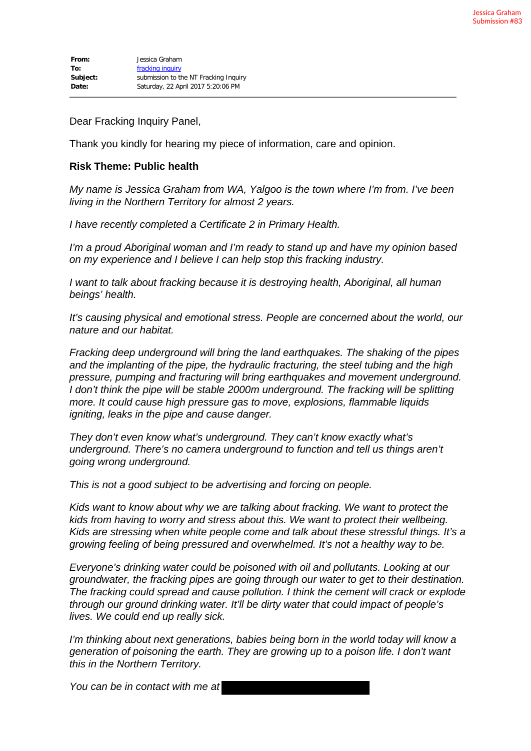Jessica Graham
Submission #83

**From:** Jessica Graham
**To:** fracking inquiry
**Subject:** submission to the NT Fracking Inquiry
**Date:** Saturday, 22 April 2017 5:20:06 PM

---

Dear Fracking Inquiry Panel,

Thank you kindly for hearing my piece of information, care and opinion.

**Risk Theme: Public health**

*My name is Jessica Graham from WA, Yalgoo is the town where I'm from. I've been living in the Northern Territory for almost 2 years.*

*I have recently completed a Certificate 2 in Primary Health.*

*I'm a proud Aboriginal woman and I'm ready to stand up and have my opinion based on my experience and I believe I can help stop this fracking industry.*

*I want to talk about fracking because it is destroying health, Aboriginal, all human beings' health.*

*It's causing physical and emotional stress. People are concerned about the world, our nature and our habitat.*

*Fracking deep underground will bring the land earthquakes. The shaking of the pipes and the implanting of the pipe, the hydraulic fracturing, the steel tubing and the high pressure, pumping and fracturing will bring earthquakes and movement underground. I don't think the pipe will be stable 2000m underground. The fracking will be splitting more. It could cause high pressure gas to move, explosions, flammable liquids igniting, leaks in the pipe and cause danger.*

*They don't even know what's underground. They can't know exactly what's underground. There's no camera underground to function and tell us things aren't going wrong underground.*

*This is not a good subject to be advertising and forcing on people.*

*Kids want to know about why we are talking about fracking. We want to protect the kids from having to worry and stress about this. We want to protect their wellbeing. Kids are stressing when white people come and talk about these stressful things. It's a growing feeling of being pressured and overwhelmed. It's not a healthy way to be.*

*Everyone's drinking water could be poisoned with oil and pollutants. Looking at our groundwater, the fracking pipes are going through our water to get to their destination. The fracking could spread and cause pollution. I think the cement will crack or explode through our ground drinking water. It'll be dirty water that could impact of people's lives. We could end up really sick.*

*I'm thinking about next generations, babies being born in the world today will know a generation of poisoning the earth. They are growing up to a poison life. I don't want this in the Northern Territory.*

*You can be in contact with me at*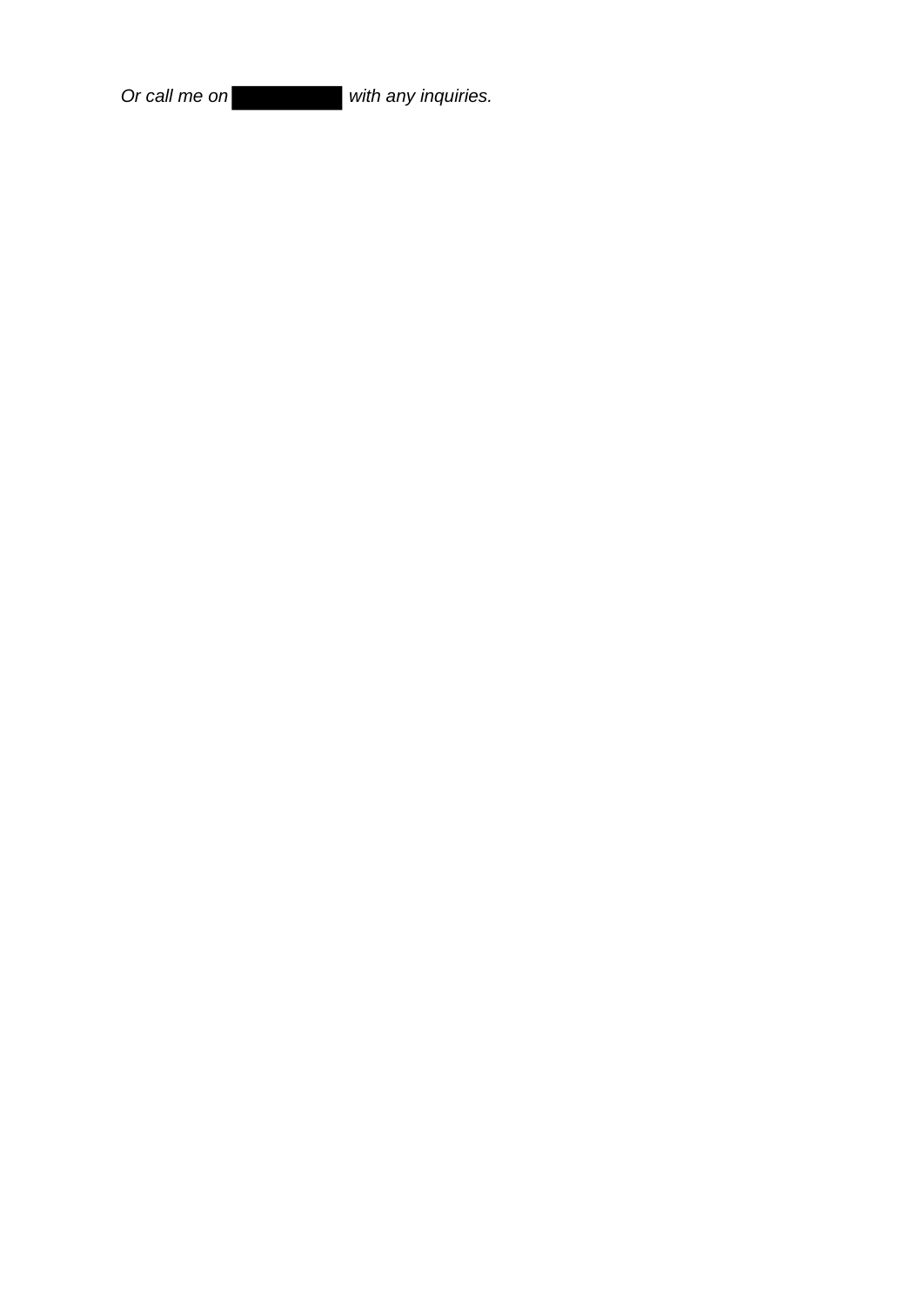*Or call me on [REDACTED] with any inquiries.*